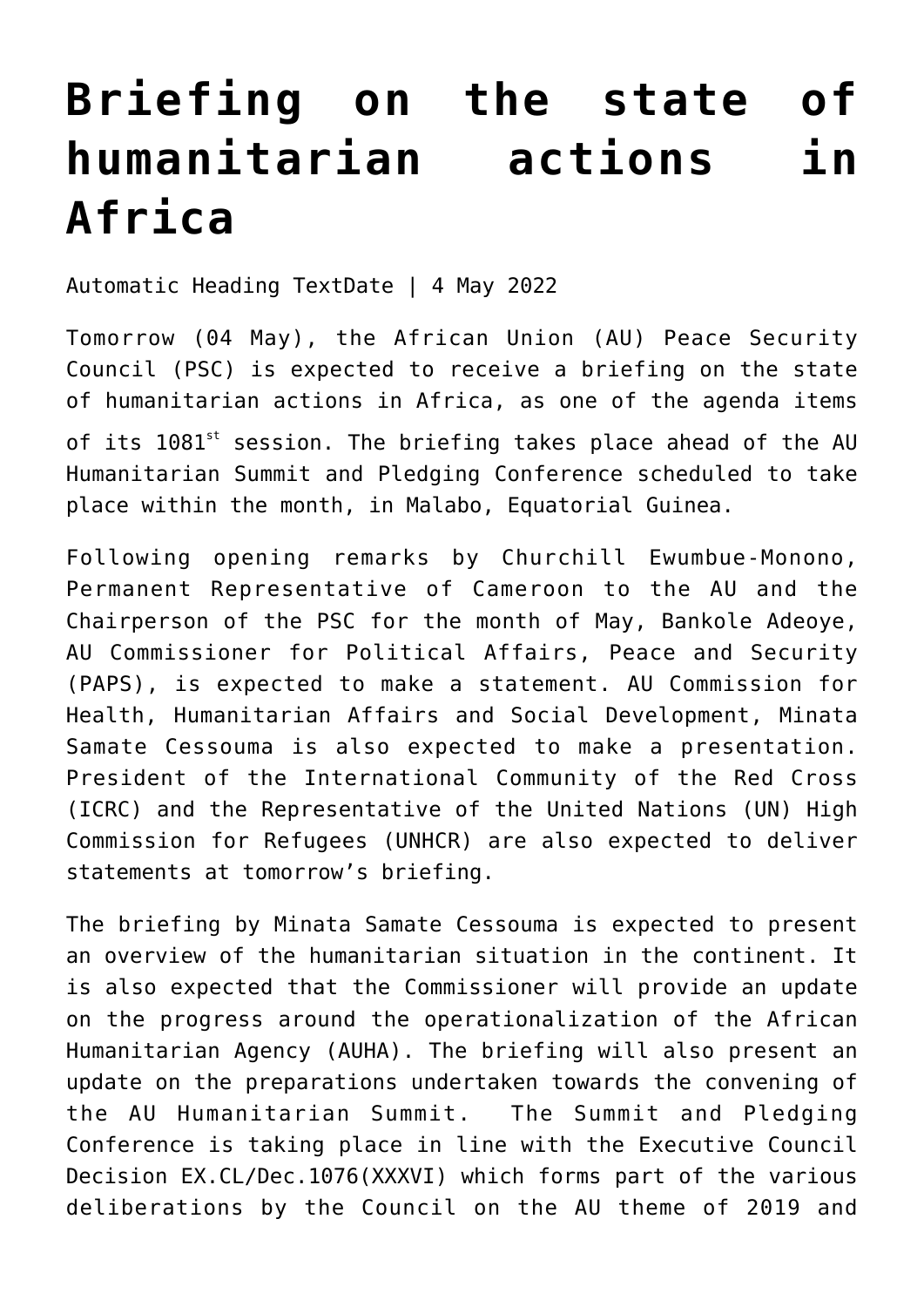# Briefing on the state of humanitarian actions in Africa

Automatic Heading TextDate | 4 May 2022

Tomorrow (04 May), the African Union (AU) Peace Security Council (PSC) is expected to receive a briefing on the state of humanitarian actions in Africa, as one of the agenda items of its 1081st session. The briefing takes place ahead of the AU Humanitarian Summit and Pledging Conference scheduled to take place within the month, in Malabo, Equatorial Guinea.

Following opening remarks by Churchill Ewumbue-Monono, Permanent Representative of Cameroon to the AU and the Chairperson of the PSC for the month of May, Bankole Adeoye, AU Commissioner for Political Affairs, Peace and Security (PAPS), is expected to make a statement. AU Commission for Health, Humanitarian Affairs and Social Development, Minata Samate Cessouma is also expected to make a presentation. President of the International Community of the Red Cross (ICRC) and the Representative of the United Nations (UN) High Commission for Refugees (UNHCR) are also expected to deliver statements at tomorrow's briefing.

The briefing by Minata Samate Cessouma is expected to present an overview of the humanitarian situation in the continent. It is also expected that the Commissioner will provide an update on the progress around the operationalization of the African Humanitarian Agency (AUHA). The briefing will also present an update on the preparations undertaken towards the convening of the AU Humanitarian Summit. The Summit and Pledging Conference is taking place in line with the Executive Council Decision EX.CL/Dec.1076(XXXVI) which forms part of the various deliberations by the Council on the AU theme of 2019 and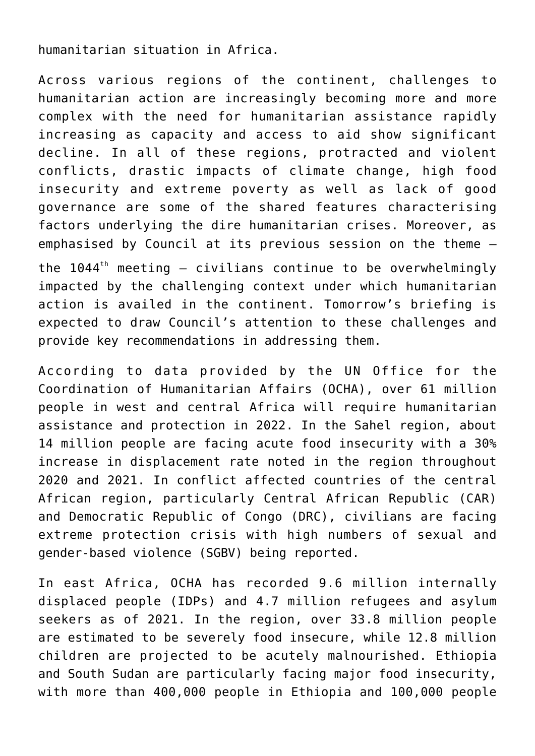humanitarian situation in Africa.

Across various regions of the continent, challenges to humanitarian action are increasingly becoming more and more complex with the need for humanitarian assistance rapidly increasing as capacity and access to aid show significant decline. In all of these regions, protracted and violent conflicts, drastic impacts of climate change, high food insecurity and extreme poverty as well as lack of good governance are some of the shared features characterising factors underlying the dire humanitarian crises. Moreover, as emphasised by Council at its previous session on the theme – the 1044th meeting – civilians continue to be overwhelmingly impacted by the challenging context under which humanitarian action is availed in the continent. Tomorrow's briefing is expected to draw Council's attention to these challenges and provide key recommendations in addressing them.

According to data provided by the UN Office for the Coordination of Humanitarian Affairs (OCHA), over 61 million people in west and central Africa will require humanitarian assistance and protection in 2022. In the Sahel region, about 14 million people are facing acute food insecurity with a 30% increase in displacement rate noted in the region throughout 2020 and 2021. In conflict affected countries of the central African region, particularly Central African Republic (CAR) and Democratic Republic of Congo (DRC), civilians are facing extreme protection crisis with high numbers of sexual and gender-based violence (SGBV) being reported.

In east Africa, OCHA has recorded 9.6 million internally displaced people (IDPs) and 4.7 million refugees and asylum seekers as of 2021. In the region, over 33.8 million people are estimated to be severely food insecure, while 12.8 million children are projected to be acutely malnourished. Ethiopia and South Sudan are particularly facing major food insecurity, with more than 400,000 people in Ethiopia and 100,000 people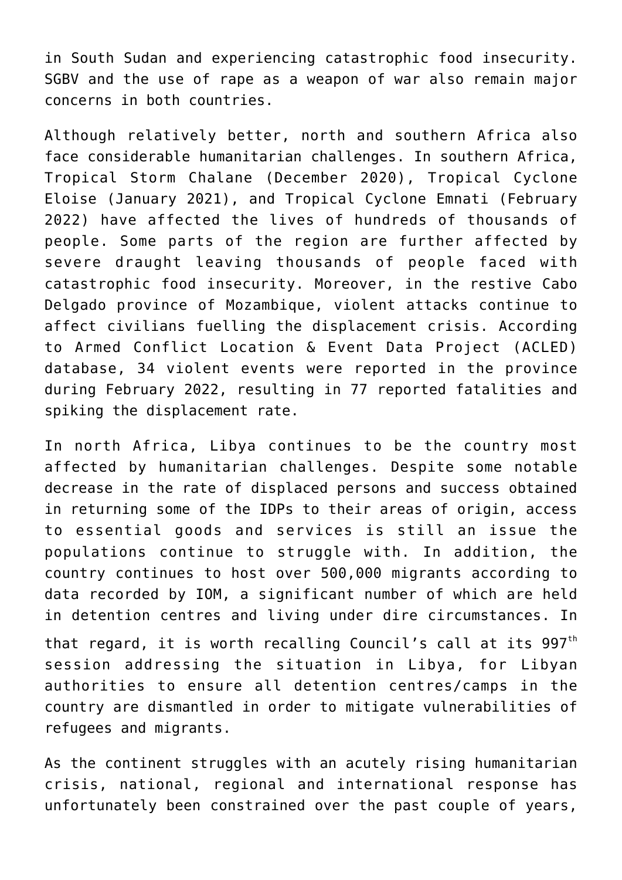in South Sudan and experiencing catastrophic food insecurity. SGBV and the use of rape as a weapon of war also remain major concerns in both countries.

Although relatively better, north and southern Africa also face considerable humanitarian challenges. In southern Africa, Tropical Storm Chalane (December 2020), Tropical Cyclone Eloise (January 2021), and Tropical Cyclone Emnati (February 2022) have affected the lives of hundreds of thousands of people. Some parts of the region are further affected by severe draught leaving thousands of people faced with catastrophic food insecurity. Moreover, in the restive Cabo Delgado province of Mozambique, violent attacks continue to affect civilians fuelling the displacement crisis. According to Armed Conflict Location & Event Data Project (ACLED) database, 34 violent events were reported in the province during February 2022, resulting in 77 reported fatalities and spiking the displacement rate.

In north Africa, Libya continues to be the country most affected by humanitarian challenges. Despite some notable decrease in the rate of displaced persons and success obtained in returning some of the IDPs to their areas of origin, access to essential goods and services is still an issue the populations continue to struggle with. In addition, the country continues to host over 500,000 migrants according to data recorded by IOM, a significant number of which are held in detention centres and living under dire circumstances. In that regard, it is worth recalling Council's call at its 997th session addressing the situation in Libya, for Libyan authorities to ensure all detention centres/camps in the country are dismantled in order to mitigate vulnerabilities of refugees and migrants.

As the continent struggles with an acutely rising humanitarian crisis, national, regional and international response has unfortunately been constrained over the past couple of years,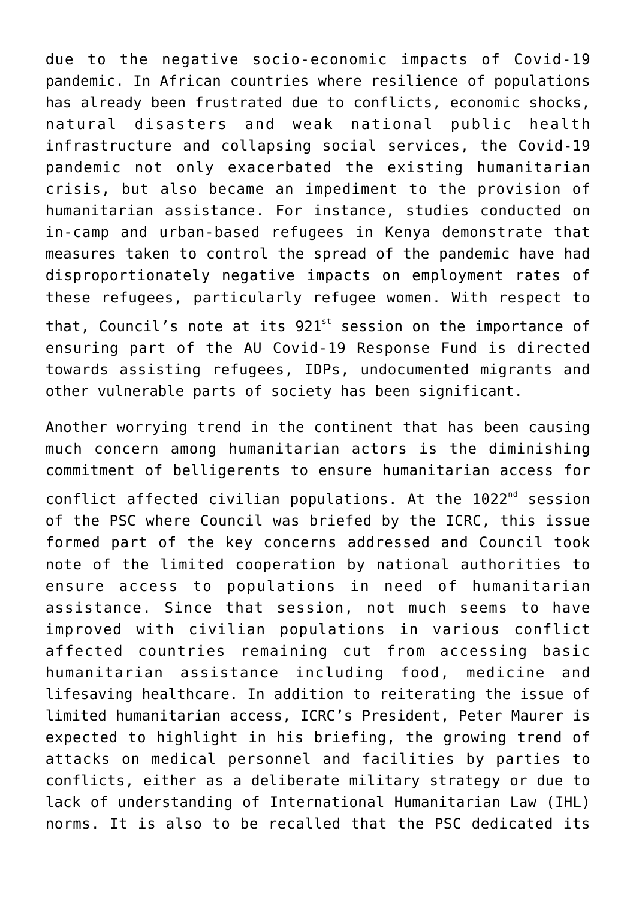due to the negative socio-economic impacts of Covid-19 pandemic. In African countries where resilience of populations has already been frustrated due to conflicts, economic shocks, natural disasters and weak national public health infrastructure and collapsing social services, the Covid-19 pandemic not only exacerbated the existing humanitarian crisis, but also became an impediment to the provision of humanitarian assistance. For instance, studies conducted on in-camp and urban-based refugees in Kenya demonstrate that measures taken to control the spread of the pandemic have had disproportionately negative impacts on employment rates of these refugees, particularly refugee women. With respect to that, Council's note at its 921st session on the importance of ensuring part of the AU Covid-19 Response Fund is directed towards assisting refugees, IDPs, undocumented migrants and other vulnerable parts of society has been significant.

Another worrying trend in the continent that has been causing much concern among humanitarian actors is the diminishing commitment of belligerents to ensure humanitarian access for conflict affected civilian populations. At the 1022nd session of the PSC where Council was briefed by the ICRC, this issue formed part of the key concerns addressed and Council took note of the limited cooperation by national authorities to ensure access to populations in need of humanitarian assistance. Since that session, not much seems to have improved with civilian populations in various conflict affected countries remaining cut from accessing basic humanitarian assistance including food, medicine and lifesaving healthcare. In addition to reiterating the issue of limited humanitarian access, ICRC's President, Peter Maurer is expected to highlight in his briefing, the growing trend of attacks on medical personnel and facilities by parties to conflicts, either as a deliberate military strategy or due to lack of understanding of International Humanitarian Law (IHL) norms. It is also to be recalled that the PSC dedicated its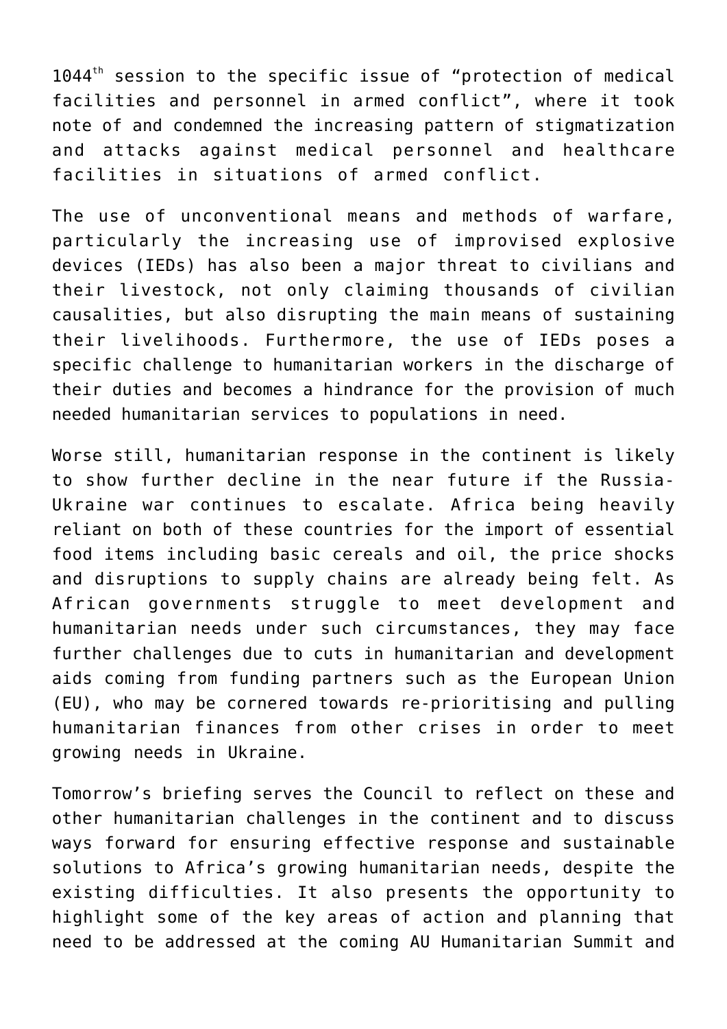1044[th] session to the specific issue of "protection of medical facilities and personnel in armed conflict", where it took note of and condemned the increasing pattern of stigmatization and attacks against medical personnel and healthcare facilities in situations of armed conflict.

The use of unconventional means and methods of warfare, particularly the increasing use of improvised explosive devices (IEDs) has also been a major threat to civilians and their livestock, not only claiming thousands of civilian causalities, but also disrupting the main means of sustaining their livelihoods. Furthermore, the use of IEDs poses a specific challenge to humanitarian workers in the discharge of their duties and becomes a hindrance for the provision of much needed humanitarian services to populations in need.

Worse still, humanitarian response in the continent is likely to show further decline in the near future if the Russia-Ukraine war continues to escalate. Africa being heavily reliant on both of these countries for the import of essential food items including basic cereals and oil, the price shocks and disruptions to supply chains are already being felt. As African governments struggle to meet development and humanitarian needs under such circumstances, they may face further challenges due to cuts in humanitarian and development aids coming from funding partners such as the European Union (EU), who may be cornered towards re-prioritising and pulling humanitarian finances from other crises in order to meet growing needs in Ukraine.

Tomorrow's briefing serves the Council to reflect on these and other humanitarian challenges in the continent and to discuss ways forward for ensuring effective response and sustainable solutions to Africa's growing humanitarian needs, despite the existing difficulties. It also presents the opportunity to highlight some of the key areas of action and planning that need to be addressed at the coming AU Humanitarian Summit and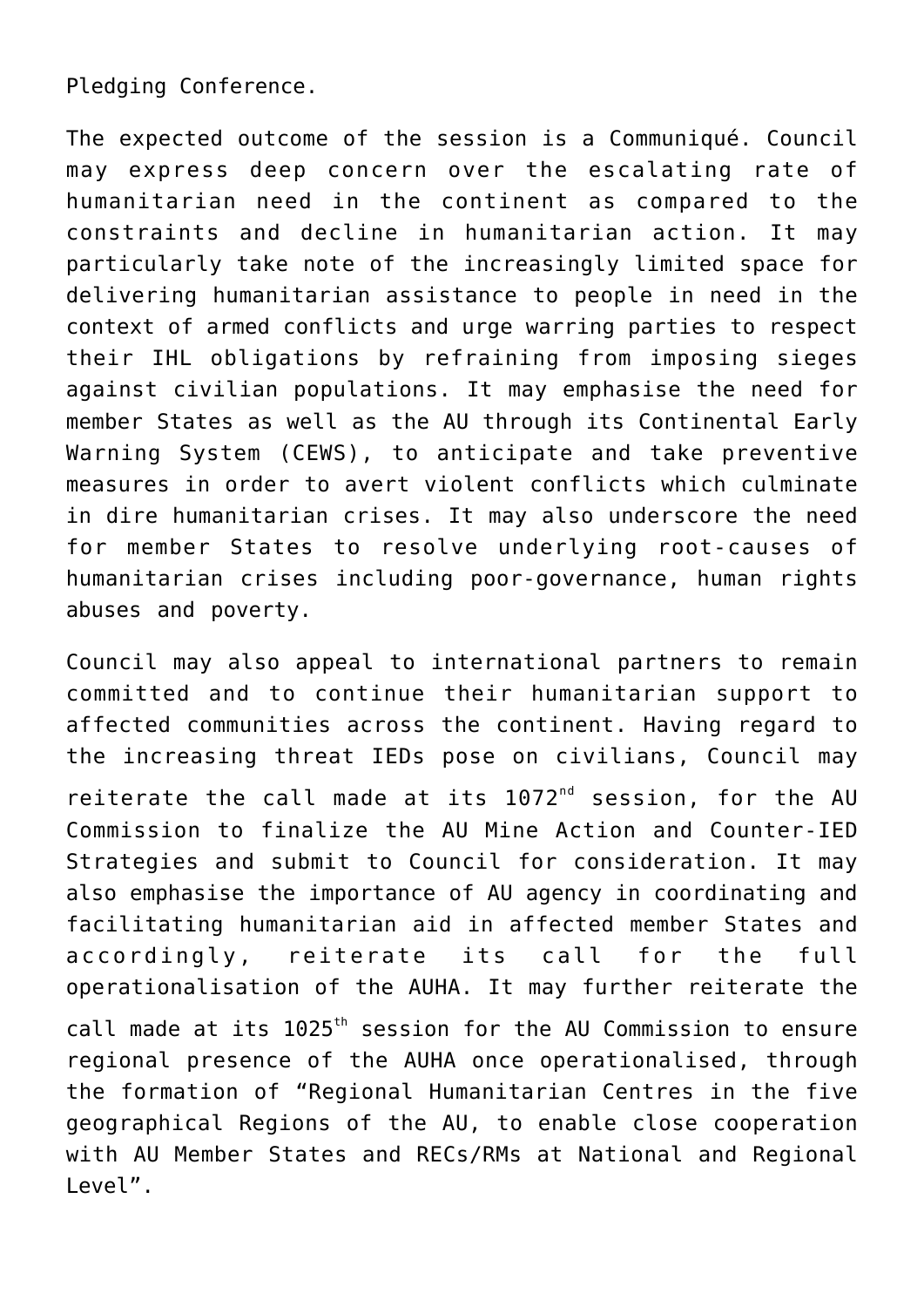Pledging Conference.

The expected outcome of the session is a Communiqué. Council may express deep concern over the escalating rate of humanitarian need in the continent as compared to the constraints and decline in humanitarian action. It may particularly take note of the increasingly limited space for delivering humanitarian assistance to people in need in the context of armed conflicts and urge warring parties to respect their IHL obligations by refraining from imposing sieges against civilian populations. It may emphasise the need for member States as well as the AU through its Continental Early Warning System (CEWS), to anticipate and take preventive measures in order to avert violent conflicts which culminate in dire humanitarian crises. It may also underscore the need for member States to resolve underlying root-causes of humanitarian crises including poor-governance, human rights abuses and poverty.

Council may also appeal to international partners to remain committed and to continue their humanitarian support to affected communities across the continent. Having regard to the increasing threat IEDs pose on civilians, Council may reiterate the call made at its 1072nd session, for the AU Commission to finalize the AU Mine Action and Counter-IED Strategies and submit to Council for consideration. It may also emphasise the importance of AU agency in coordinating and facilitating humanitarian aid in affected member States and accordingly, reiterate its call for the full operationalisation of the AUHA. It may further reiterate the call made at its 1025th session for the AU Commission to ensure regional presence of the AUHA once operationalised, through the formation of "Regional Humanitarian Centres in the five geographical Regions of the AU, to enable close cooperation with AU Member States and RECs/RMs at National and Regional Level".